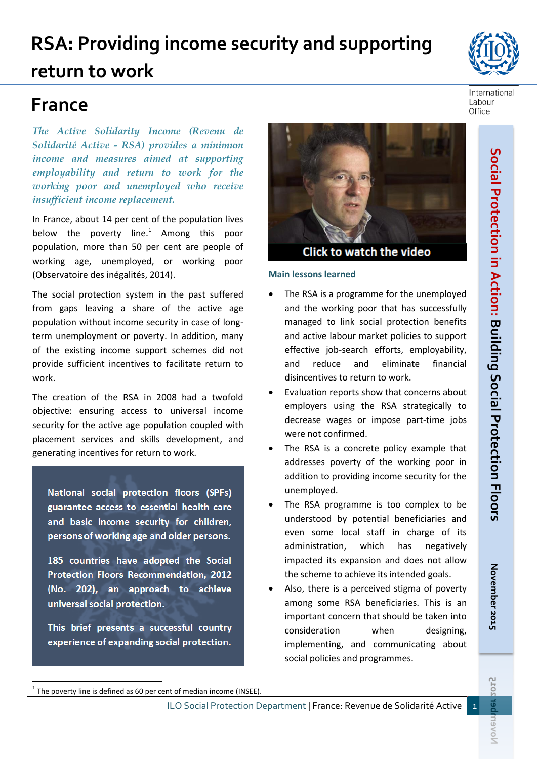# RSA: Providing income security and supporting return to work

## France

*The Active Solidarity Income (Revenu de Solidarité Active - RSA) provides a minimum income and measures aimed at supporting employability and return to work for the working poor and unemployed who receive insufficient income replacement.*

In France, about 14 per cent of the population lives below the poverty line.[1] Among this poor population, more than 50 per cent are people of working age, unemployed, or working poor (Observatoire des inégalités, 2014).

The social protection system in the past suffered from gaps leaving a share of the active age population without income security in case of long-term unemployment or poverty. In addition, many of the existing income support schemes did not provide sufficient incentives to facilitate return to work.

The creation of the RSA in 2008 had a twofold objective: ensuring access to universal income security for the active age population coupled with placement services and skills development, and generating incentives for return to work.

National social protection floors (SPFs) guarantee access to essential health care and basic income security for children, persons of working age and older persons.

185 countries have adopted the Social Protection Floors Recommendation, 2012 (No. 202), an approach to achieve universal social protection.

This brief presents a successful country experience of expanding social protection.

Click to watch the video

### Main lessons learned

- The RSA is a programme for the unemployed and the working poor that has successfully managed to link social protection benefits and active labour market policies to support effective job-search efforts, employability, and reduce and eliminate financial disincentives to return to work.
- Evaluation reports show that concerns about employers using the RSA strategically to decrease wages or impose part-time jobs were not confirmed.
- The RSA is a concrete policy example that addresses poverty of the working poor in addition to providing income security for the unemployed.
- The RSA programme is too complex to be understood by potential beneficiaries and even some local staff in charge of its administration, which has negatively impacted its expansion and does not allow the scheme to achieve its intended goals.
- Also, there is a perceived stigma of poverty among some RSA beneficiaries. This is an important concern that should be taken into consideration when designing, implementing, and communicating about social policies and programmes.

Social Protection in Action: Building Social Protection Floors

November 2015

[1] The poverty line is defined as 60 per cent of median income (INSEE).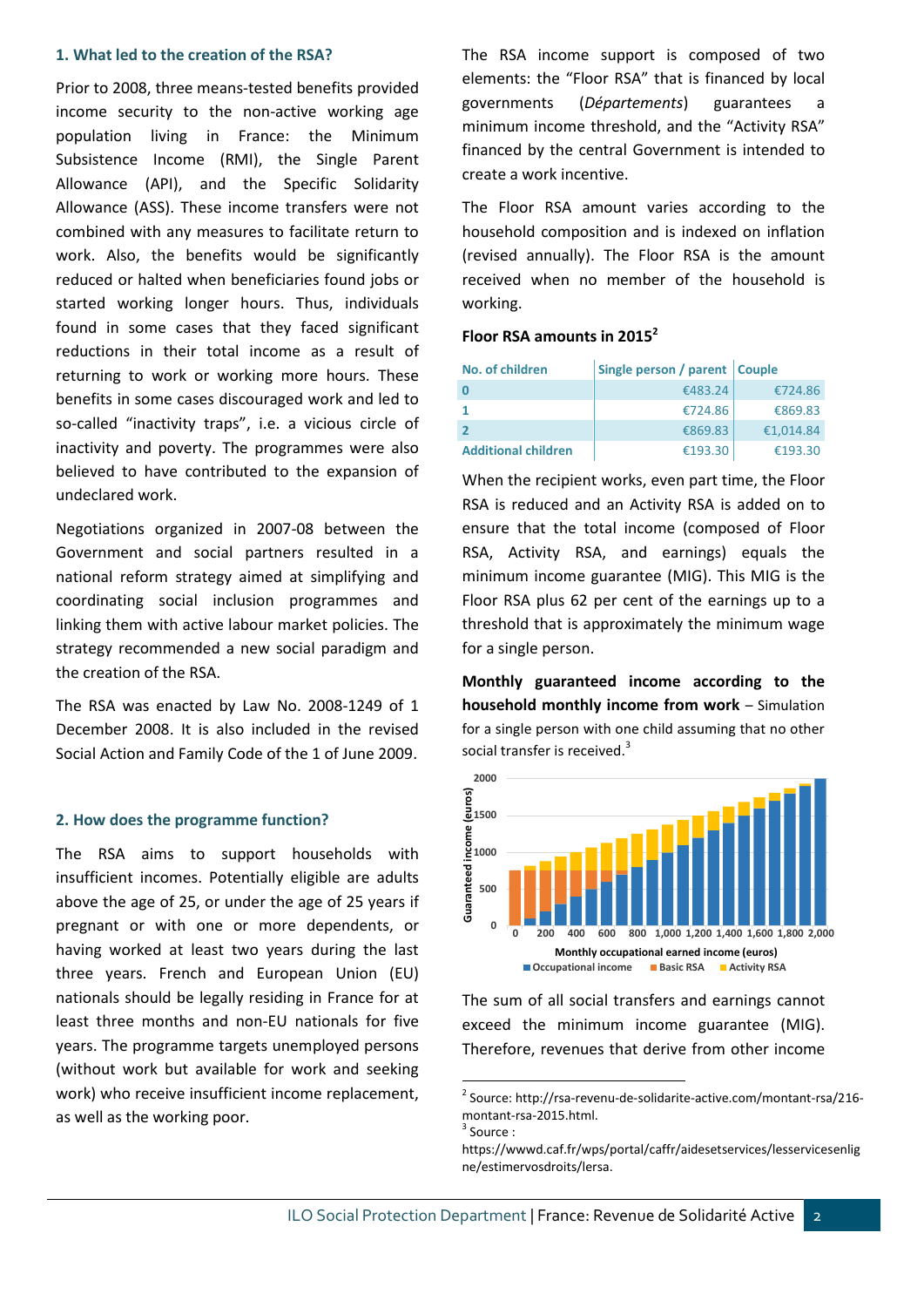## 1. What led to the creation of the RSA?

Prior to 2008, three means-tested benefits provided income security to the non-active working age population living in France: the Minimum Subsistence Income (RMI), the Single Parent Allowance (API), and the Specific Solidarity Allowance (ASS). These income transfers were not combined with any measures to facilitate return to work. Also, the benefits would be significantly reduced or halted when beneficiaries found jobs or started working longer hours. Thus, individuals found in some cases that they faced significant reductions in their total income as a result of returning to work or working more hours. These benefits in some cases discouraged work and led to so-called "inactivity traps", i.e. a vicious circle of inactivity and poverty. The programmes were also believed to have contributed to the expansion of undeclared work.

Negotiations organized in 2007-08 between the Government and social partners resulted in a national reform strategy aimed at simplifying and coordinating social inclusion programmes and linking them with active labour market policies. The strategy recommended a new social paradigm and the creation of the RSA.

The RSA was enacted by Law No. 2008-1249 of 1 December 2008. It is also included in the revised Social Action and Family Code of the 1 of June 2009.

## 2. How does the programme function?

The RSA aims to support households with insufficient incomes. Potentially eligible are adults above the age of 25, or under the age of 25 years if pregnant or with one or more dependents, or having worked at least two years during the last three years. French and European Union (EU) nationals should be legally residing in France for at least three months and non-EU nationals for five years. The programme targets unemployed persons (without work but available for work and seeking work) who receive insufficient income replacement, as well as the working poor.

The RSA income support is composed of two elements: the "Floor RSA" that is financed by local governments (*Départements*) guarantees a minimum income threshold, and the "Activity RSA" financed by the central Government is intended to create a work incentive.

The Floor RSA amount varies according to the household composition and is indexed on inflation (revised annually). The Floor RSA is the amount received when no member of the household is working.

**Floor RSA amounts in 2015**[2]

| No. of children | Single person / parent | Couple |
|---|---|---|
| 0 | €483.24 | €724.86 |
| 1 | €724.86 | €869.83 |
| 2 | €869.83 | €1,014.84 |
| Additional children | €193.30 | €193.30 |

When the recipient works, even part time, the Floor RSA is reduced and an Activity RSA is added on to ensure that the total income (composed of Floor RSA, Activity RSA, and earnings) equals the minimum income guarantee (MIG). This MIG is the Floor RSA plus 62 per cent of the earnings up to a threshold that is approximately the minimum wage for a single person.

**Monthly guaranteed income according to the household monthly income from work** – Simulation for a single person with one child assuming that no other social transfer is received.[3]

The sum of all social transfers and earnings cannot exceed the minimum income guarantee (MIG). Therefore, revenues that derive from other income

---

[2] Source: http://rsa-revenu-de-solidarite-active.com/montant-rsa/216-montant-rsa-2015.html.

[3] Source : https://wwwd.caf.fr/wps/portal/caffr/aidesetservices/lesservicesenligne/estimervosdroits/lersa.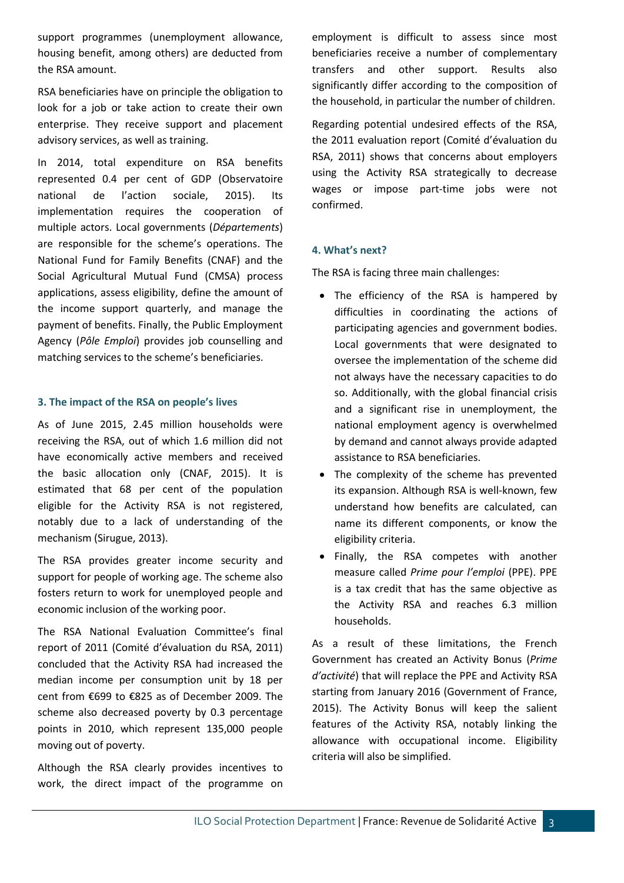support programmes (unemployment allowance, housing benefit, among others) are deducted from the RSA amount.

RSA beneficiaries have on principle the obligation to look for a job or take action to create their own enterprise. They receive support and placement advisory services, as well as training.

In 2014, total expenditure on RSA benefits represented 0.4 per cent of GDP (Observatoire national de l'action sociale, 2015). Its implementation requires the cooperation of multiple actors. Local governments (*Départements*) are responsible for the scheme's operations. The National Fund for Family Benefits (CNAF) and the Social Agricultural Mutual Fund (CMSA) process applications, assess eligibility, define the amount of the income support quarterly, and manage the payment of benefits. Finally, the Public Employment Agency (*Pôle Emploi*) provides job counselling and matching services to the scheme's beneficiaries.

#### 3. The impact of the RSA on people's lives

As of June 2015, 2.45 million households were receiving the RSA, out of which 1.6 million did not have economically active members and received the basic allocation only (CNAF, 2015). It is estimated that 68 per cent of the population eligible for the Activity RSA is not registered, notably due to a lack of understanding of the mechanism (Sirugue, 2013).

The RSA provides greater income security and support for people of working age. The scheme also fosters return to work for unemployed people and economic inclusion of the working poor.

The RSA National Evaluation Committee's final report of 2011 (Comité d'évaluation du RSA, 2011) concluded that the Activity RSA had increased the median income per consumption unit by 18 per cent from €699 to €825 as of December 2009. The scheme also decreased poverty by 0.3 percentage points in 2010, which represent 135,000 people moving out of poverty.

Although the RSA clearly provides incentives to work, the direct impact of the programme on employment is difficult to assess since most beneficiaries receive a number of complementary transfers and other support. Results also significantly differ according to the composition of the household, in particular the number of children.

Regarding potential undesired effects of the RSA, the 2011 evaluation report (Comité d'évaluation du RSA, 2011) shows that concerns about employers using the Activity RSA strategically to decrease wages or impose part-time jobs were not confirmed.

#### 4. What's next?

The RSA is facing three main challenges:

- The efficiency of the RSA is hampered by difficulties in coordinating the actions of participating agencies and government bodies. Local governments that were designated to oversee the implementation of the scheme did not always have the necessary capacities to do so. Additionally, with the global financial crisis and a significant rise in unemployment, the national employment agency is overwhelmed by demand and cannot always provide adapted assistance to RSA beneficiaries.
- The complexity of the scheme has prevented its expansion. Although RSA is well-known, few understand how benefits are calculated, can name its different components, or know the eligibility criteria.
- Finally, the RSA competes with another measure called *Prime pour l'emploi* (PPE). PPE is a tax credit that has the same objective as the Activity RSA and reaches 6.3 million households.

As a result of these limitations, the French Government has created an Activity Bonus (*Prime d'activité*) that will replace the PPE and Activity RSA starting from January 2016 (Government of France, 2015). The Activity Bonus will keep the salient features of the Activity RSA, notably linking the allowance with occupational income. Eligibility criteria will also be simplified.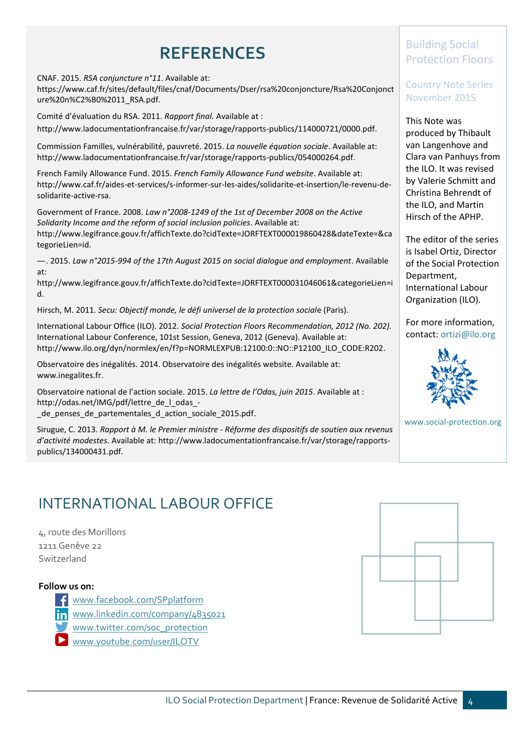# REFERENCES

CNAF. 2015. *RSA conjuncture n°11*. Available at: https://www.caf.fr/sites/default/files/cnaf/Documents/Dser/rsa%20conjoncture/Rsa%20Conjonct ure%20n%C2%B0%2011_RSA.pdf.

Comité d'évaluation du RSA. 2011. *Rapport final.* Available at : http://www.ladocumentationfrancaise.fr/var/storage/rapports-publics/114000721/0000.pdf.

Commission Familles, vulnérabilité, pauvreté. 2015. *La nouvelle équation sociale*. Available at: http://www.ladocumentationfrancaise.fr/var/storage/rapports-publics/054000264.pdf.

French Family Allowance Fund. 2015. *French Family Allowance Fund website*. Available at: http://www.caf.fr/aides-et-services/s-informer-sur-les-aides/solidarite-et-insertion/le-revenu-de-solidarite-active-rsa.

Government of France. 2008. *Law n°2008-1249 of the 1st of December 2008 on the Active Solidarity Income and the reform of social inclusion policies*. Available at: http://www.legifrance.gouv.fr/affichTexte.do?cidTexte=JORFTEXT000019860428&dateTexte=&categorieLien=id.

—. 2015. *Law n°2015-994 of the 17th August 2015 on social dialogue and employment*. Available at: http://www.legifrance.gouv.fr/affichTexte.do?cidTexte=JORFTEXT000031046061&categorieLien=id.

Hirsch, M. 2011. *Secu: Objectif monde, le défi universel de la protection sociale* (Paris).

International Labour Office (ILO). 2012. *Social Protection Floors Recommendation, 2012 (No. 202).* International Labour Conference, 101st Session, Geneva, 2012 (Geneva). Available at: http://www.ilo.org/dyn/normlex/en/f?p=NORMLEXPUB:12100:0::NO::P12100_ILO_CODE:R202.

Observatoire des inégalités. 2014. Observatoire des inégalités website. Available at: www.inegalites.fr.

Observatoire national de l'action sociale. 2015. *La lettre de l'Odas, juin 2015*. Available at : http://odas.net/IMG/pdf/lettre_de_l_odas_-_de_penses_de_partementales_d_action_sociale_2015.pdf.

Sirugue, C. 2013. *Rapport à M. le Premier ministre - Réforme des dispositifs de soutien aux revenus d'activité modestes*. Available at: http://www.ladocumentationfrancaise.fr/var/storage/rapports-publics/134000431.pdf.

Building Social Protection Floors

Country Note Series November 2015

This Note was produced by Thibault van Langenhove and Clara van Panhuys from the ILO. It was revised by Valerie Schmitt and Christina Behrendt of the ILO, and Martin Hirsch of the APHP.

The editor of the series is Isabel Ortiz, Director of the Social Protection Department, International Labour Organization (ILO).

For more information, contact: ortizi@ilo.org

www.social-protection.org

## INTERNATIONAL LABOUR OFFICE

4, route des Morillons
1211 Genève 22
Switzerland

**Follow us on:**

- www.facebook.com/SPplatform
- www.linkedin.com/company/4835021
- www.twitter.com/soc_protection
- www.youtube.com/user/ILOTV